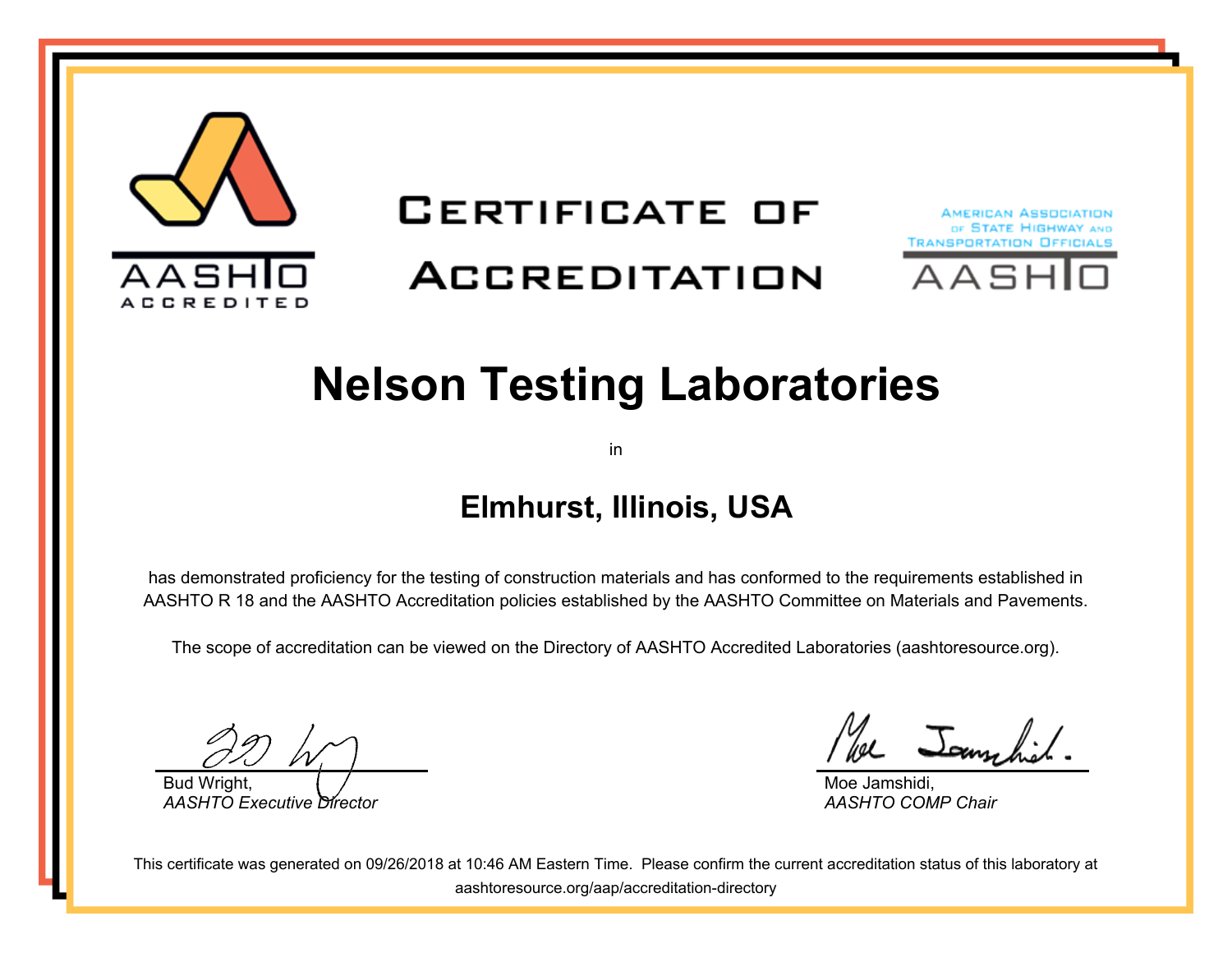AASHTO ACCREDITED

# Certificate of Accreditation

AMERICAN ASSOCIATION OF STATE HIGHWAY AND TRANSPORTATION OFFICIALS
AASHTO

# Nelson Testing Laboratories

in

## Elmhurst, Illinois, USA

has demonstrated proficiency for the testing of construction materials and has conformed to the requirements established in AASHTO R 18 and the AASHTO Accreditation policies established by the AASHTO Committee on Materials and Pavements.

The scope of accreditation can be viewed on the Directory of AASHTO Accredited Laboratories (aashtoresource.org).

Bud Wright,
*AASHTO Executive Director*

Moe Jamshidi,
*AASHTO COMP Chair*

This certificate was generated on 09/26/2018 at 10:46 AM Eastern Time. Please confirm the current accreditation status of this laboratory at aashtoresource.org/aap/accreditation-directory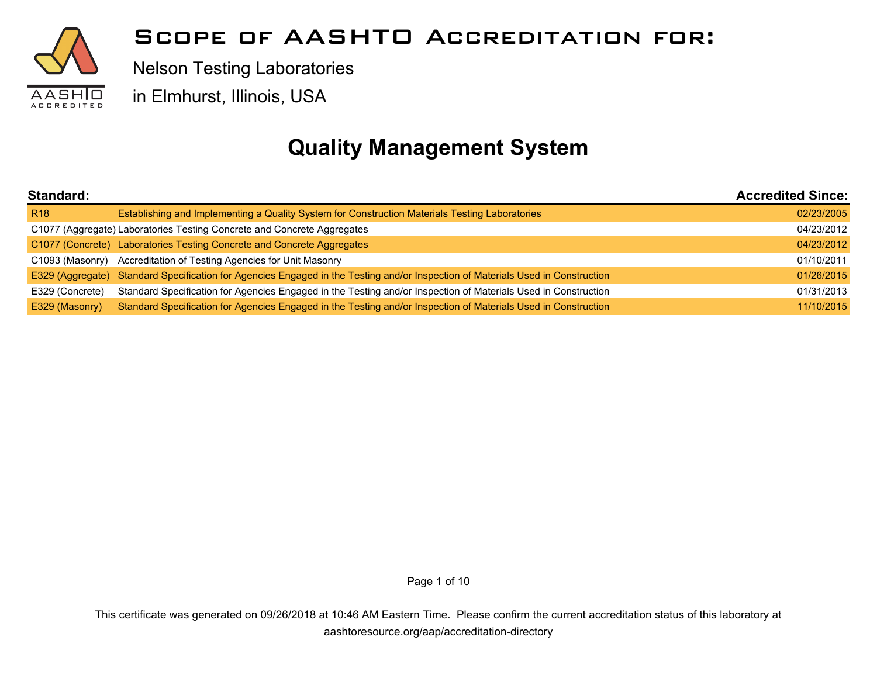# Scope of AASHTO Accreditation for:

Nelson Testing Laboratories

in Elmhurst, Illinois, USA

## Quality Management System

| Standard: | | Accredited Since: |
|---|---|---|
| R18 | Establishing and Implementing a Quality System for Construction Materials Testing Laboratories | 02/23/2005 |
| C1077 (Aggregate) | Laboratories Testing Concrete and Concrete Aggregates | 04/23/2012 |
| C1077 (Concrete) | Laboratories Testing Concrete and Concrete Aggregates | 04/23/2012 |
| C1093 (Masonry) | Accreditation of Testing Agencies for Unit Masonry | 01/10/2011 |
| E329 (Aggregate) | Standard Specification for Agencies Engaged in the Testing and/or Inspection of Materials Used in Construction | 01/26/2015 |
| E329 (Concrete) | Standard Specification for Agencies Engaged in the Testing and/or Inspection of Materials Used in Construction | 01/31/2013 |
| E329 (Masonry) | Standard Specification for Agencies Engaged in the Testing and/or Inspection of Materials Used in Construction | 11/10/2015 |

This certificate was generated on 09/26/2018 at 10:46 AM Eastern Time. Please confirm the current accreditation status of this laboratory at aashtoresource.org/aap/accreditation-directory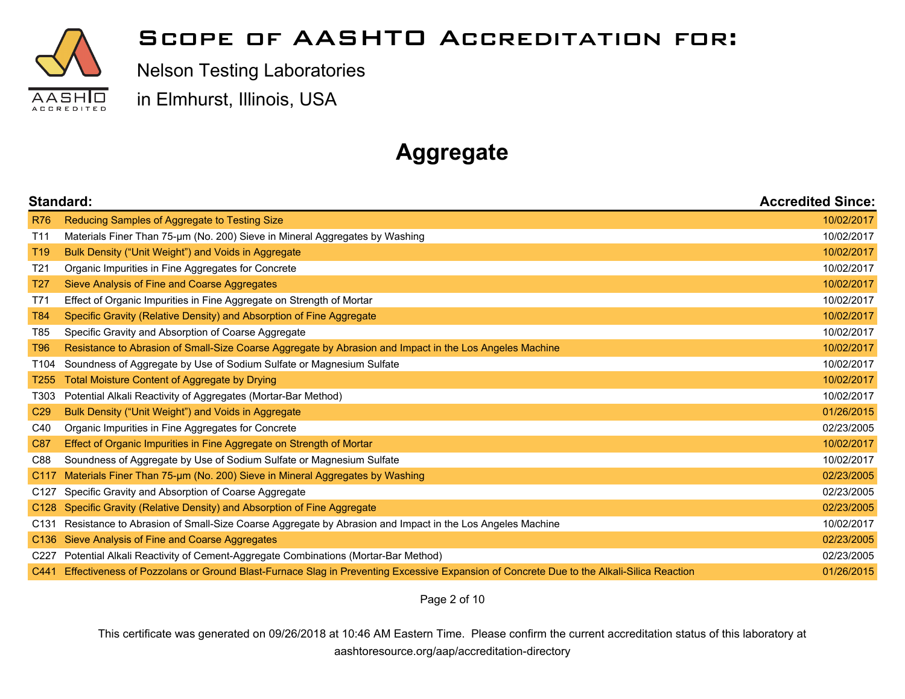# Scope of AASHTO Accreditation for:

Nelson Testing Laboratories

in Elmhurst, Illinois, USA

## Aggregate

| Standard: | | Accredited Since: |
|---|---|---|
| R76 | Reducing Samples of Aggregate to Testing Size | 10/02/2017 |
| T11 | Materials Finer Than 75-μm (No. 200) Sieve in Mineral Aggregates by Washing | 10/02/2017 |
| T19 | Bulk Density (“Unit Weight”) and Voids in Aggregate | 10/02/2017 |
| T21 | Organic Impurities in Fine Aggregates for Concrete | 10/02/2017 |
| T27 | Sieve Analysis of Fine and Coarse Aggregates | 10/02/2017 |
| T71 | Effect of Organic Impurities in Fine Aggregate on Strength of Mortar | 10/02/2017 |
| T84 | Specific Gravity (Relative Density) and Absorption of Fine Aggregate | 10/02/2017 |
| T85 | Specific Gravity and Absorption of Coarse Aggregate | 10/02/2017 |
| T96 | Resistance to Abrasion of Small-Size Coarse Aggregate by Abrasion and Impact in the Los Angeles Machine | 10/02/2017 |
| T104 | Soundness of Aggregate by Use of Sodium Sulfate or Magnesium Sulfate | 10/02/2017 |
| T255 | Total Moisture Content of Aggregate by Drying | 10/02/2017 |
| T303 | Potential Alkali Reactivity of Aggregates (Mortar-Bar Method) | 10/02/2017 |
| C29 | Bulk Density (“Unit Weight”) and Voids in Aggregate | 01/26/2015 |
| C40 | Organic Impurities in Fine Aggregates for Concrete | 02/23/2005 |
| C87 | Effect of Organic Impurities in Fine Aggregate on Strength of Mortar | 10/02/2017 |
| C88 | Soundness of Aggregate by Use of Sodium Sulfate or Magnesium Sulfate | 10/02/2017 |
| C117 | Materials Finer Than 75-μm (No. 200) Sieve in Mineral Aggregates by Washing | 02/23/2005 |
| C127 | Specific Gravity and Absorption of Coarse Aggregate | 02/23/2005 |
| C128 | Specific Gravity (Relative Density) and Absorption of Fine Aggregate | 02/23/2005 |
| C131 | Resistance to Abrasion of Small-Size Coarse Aggregate by Abrasion and Impact in the Los Angeles Machine | 10/02/2017 |
| C136 | Sieve Analysis of Fine and Coarse Aggregates | 02/23/2005 |
| C227 | Potential Alkali Reactivity of Cement-Aggregate Combinations (Mortar-Bar Method) | 02/23/2005 |
| C441 | Effectiveness of Pozzolans or Ground Blast-Furnace Slag in Preventing Excessive Expansion of Concrete Due to the Alkali-Silica Reaction | 01/26/2015 |

This certificate was generated on 09/26/2018 at 10:46 AM Eastern Time. Please confirm the current accreditation status of this laboratory at aashtoresource.org/aap/accreditation-directory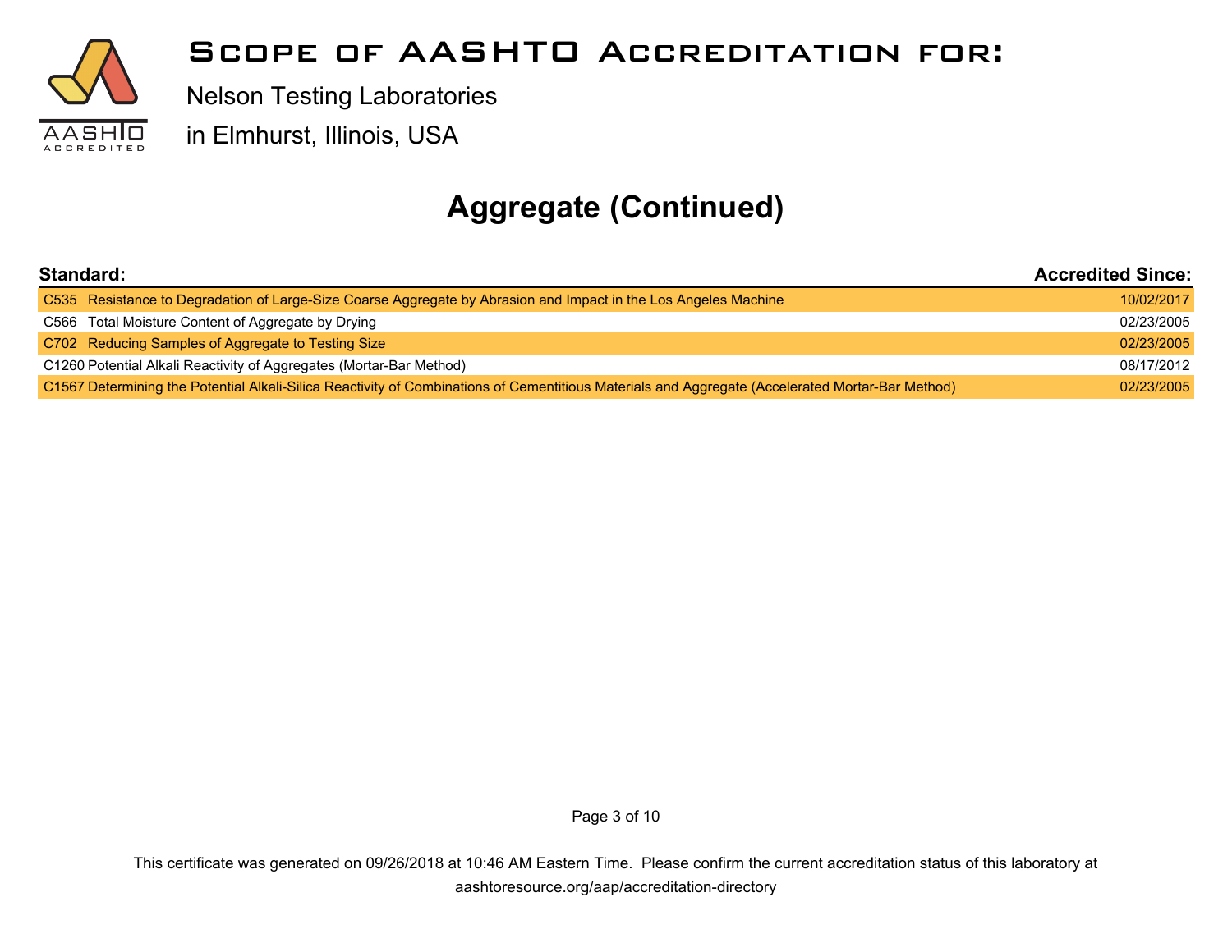# Scope of AASHTO Accreditation for:

Nelson Testing Laboratories

in Elmhurst, Illinois, USA

## Aggregate (Continued)

| Standard: | | Accredited Since: |
|---|---|---|
| C535 | Resistance to Degradation of Large-Size Coarse Aggregate by Abrasion and Impact in the Los Angeles Machine | 10/02/2017 |
| C566 | Total Moisture Content of Aggregate by Drying | 02/23/2005 |
| C702 | Reducing Samples of Aggregate to Testing Size | 02/23/2005 |
| C1260 | Potential Alkali Reactivity of Aggregates (Mortar-Bar Method) | 08/17/2012 |
| C1567 | Determining the Potential Alkali-Silica Reactivity of Combinations of Cementitious Materials and Aggregate (Accelerated Mortar-Bar Method) | 02/23/2005 |

This certificate was generated on 09/26/2018 at 10:46 AM Eastern Time. Please confirm the current accreditation status of this laboratory at aashtoresource.org/aap/accreditation-directory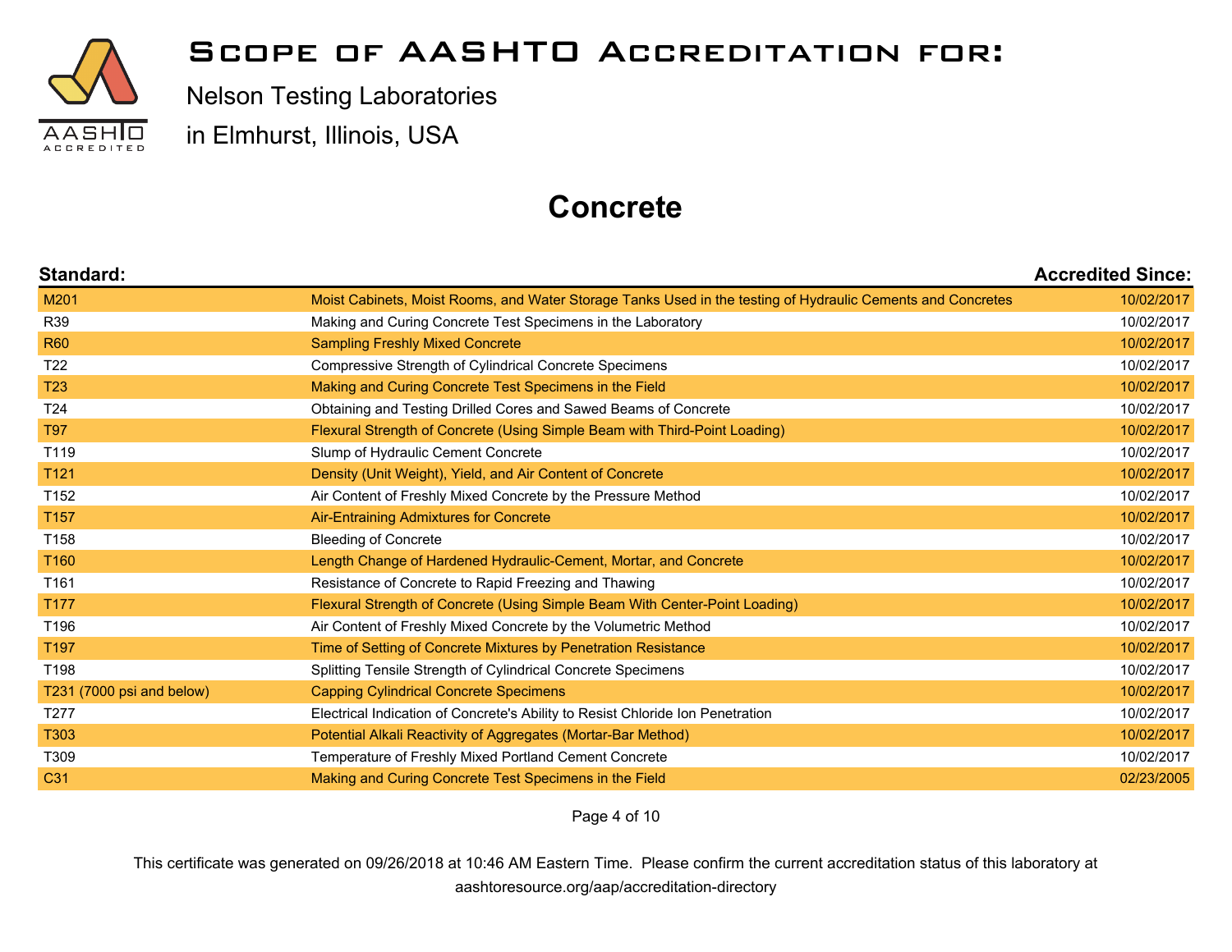# Scope of AASHTO Accreditation for:

Nelson Testing Laboratories

in Elmhurst, Illinois, USA

## Concrete

| Standard: | | Accredited Since: |
|---|---|---|
| M201 | Moist Cabinets, Moist Rooms, and Water Storage Tanks Used in the testing of Hydraulic Cements and Concretes | 10/02/2017 |
| R39 | Making and Curing Concrete Test Specimens in the Laboratory | 10/02/2017 |
| R60 | Sampling Freshly Mixed Concrete | 10/02/2017 |
| T22 | Compressive Strength of Cylindrical Concrete Specimens | 10/02/2017 |
| T23 | Making and Curing Concrete Test Specimens in the Field | 10/02/2017 |
| T24 | Obtaining and Testing Drilled Cores and Sawed Beams of Concrete | 10/02/2017 |
| T97 | Flexural Strength of Concrete (Using Simple Beam with Third-Point Loading) | 10/02/2017 |
| T119 | Slump of Hydraulic Cement Concrete | 10/02/2017 |
| T121 | Density (Unit Weight), Yield, and Air Content of Concrete | 10/02/2017 |
| T152 | Air Content of Freshly Mixed Concrete by the Pressure Method | 10/02/2017 |
| T157 | Air-Entraining Admixtures for Concrete | 10/02/2017 |
| T158 | Bleeding of Concrete | 10/02/2017 |
| T160 | Length Change of Hardened Hydraulic-Cement, Mortar, and Concrete | 10/02/2017 |
| T161 | Resistance of Concrete to Rapid Freezing and Thawing | 10/02/2017 |
| T177 | Flexural Strength of Concrete (Using Simple Beam With Center-Point Loading) | 10/02/2017 |
| T196 | Air Content of Freshly Mixed Concrete by the Volumetric Method | 10/02/2017 |
| T197 | Time of Setting of Concrete Mixtures by Penetration Resistance | 10/02/2017 |
| T198 | Splitting Tensile Strength of Cylindrical Concrete Specimens | 10/02/2017 |
| T231 (7000 psi and below) | Capping Cylindrical Concrete Specimens | 10/02/2017 |
| T277 | Electrical Indication of Concrete's Ability to Resist Chloride Ion Penetration | 10/02/2017 |
| T303 | Potential Alkali Reactivity of Aggregates (Mortar-Bar Method) | 10/02/2017 |
| T309 | Temperature of Freshly Mixed Portland Cement Concrete | 10/02/2017 |
| C31 | Making and Curing Concrete Test Specimens in the Field | 02/23/2005 |

This certificate was generated on 09/26/2018 at 10:46 AM Eastern Time. Please confirm the current accreditation status of this laboratory at aashtoresource.org/aap/accreditation-directory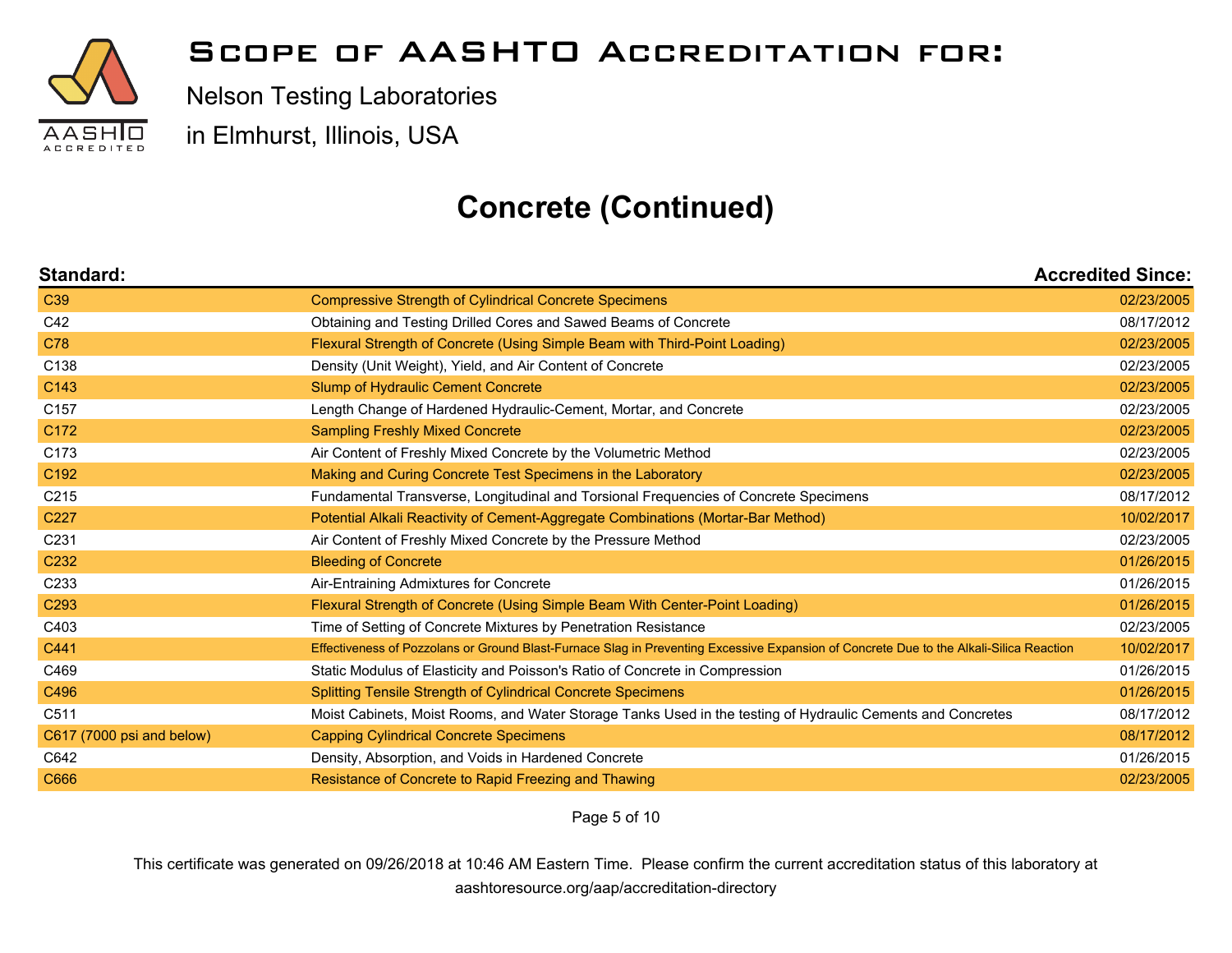# Scope of AASHTO Accreditation for:

Nelson Testing Laboratories

in Elmhurst, Illinois, USA

## Concrete (Continued)

| Standard: | | Accredited Since: |
|---|---|---|
| C39 | Compressive Strength of Cylindrical Concrete Specimens | 02/23/2005 |
| C42 | Obtaining and Testing Drilled Cores and Sawed Beams of Concrete | 08/17/2012 |
| C78 | Flexural Strength of Concrete (Using Simple Beam with Third-Point Loading) | 02/23/2005 |
| C138 | Density (Unit Weight), Yield, and Air Content of Concrete | 02/23/2005 |
| C143 | Slump of Hydraulic Cement Concrete | 02/23/2005 |
| C157 | Length Change of Hardened Hydraulic-Cement, Mortar, and Concrete | 02/23/2005 |
| C172 | Sampling Freshly Mixed Concrete | 02/23/2005 |
| C173 | Air Content of Freshly Mixed Concrete by the Volumetric Method | 02/23/2005 |
| C192 | Making and Curing Concrete Test Specimens in the Laboratory | 02/23/2005 |
| C215 | Fundamental Transverse, Longitudinal and Torsional Frequencies of Concrete Specimens | 08/17/2012 |
| C227 | Potential Alkali Reactivity of Cement-Aggregate Combinations (Mortar-Bar Method) | 10/02/2017 |
| C231 | Air Content of Freshly Mixed Concrete by the Pressure Method | 02/23/2005 |
| C232 | Bleeding of Concrete | 01/26/2015 |
| C233 | Air-Entraining Admixtures for Concrete | 01/26/2015 |
| C293 | Flexural Strength of Concrete (Using Simple Beam With Center-Point Loading) | 01/26/2015 |
| C403 | Time of Setting of Concrete Mixtures by Penetration Resistance | 02/23/2005 |
| C441 | Effectiveness of Pozzolans or Ground Blast-Furnace Slag in Preventing Excessive Expansion of Concrete Due to the Alkali-Silica Reaction | 10/02/2017 |
| C469 | Static Modulus of Elasticity and Poisson's Ratio of Concrete in Compression | 01/26/2015 |
| C496 | Splitting Tensile Strength of Cylindrical Concrete Specimens | 01/26/2015 |
| C511 | Moist Cabinets, Moist Rooms, and Water Storage Tanks Used in the testing of Hydraulic Cements and Concretes | 08/17/2012 |
| C617 (7000 psi and below) | Capping Cylindrical Concrete Specimens | 08/17/2012 |
| C642 | Density, Absorption, and Voids in Hardened Concrete | 01/26/2015 |
| C666 | Resistance of Concrete to Rapid Freezing and Thawing | 02/23/2005 |

This certificate was generated on 09/26/2018 at 10:46 AM Eastern Time. Please confirm the current accreditation status of this laboratory at aashtoresource.org/aap/accreditation-directory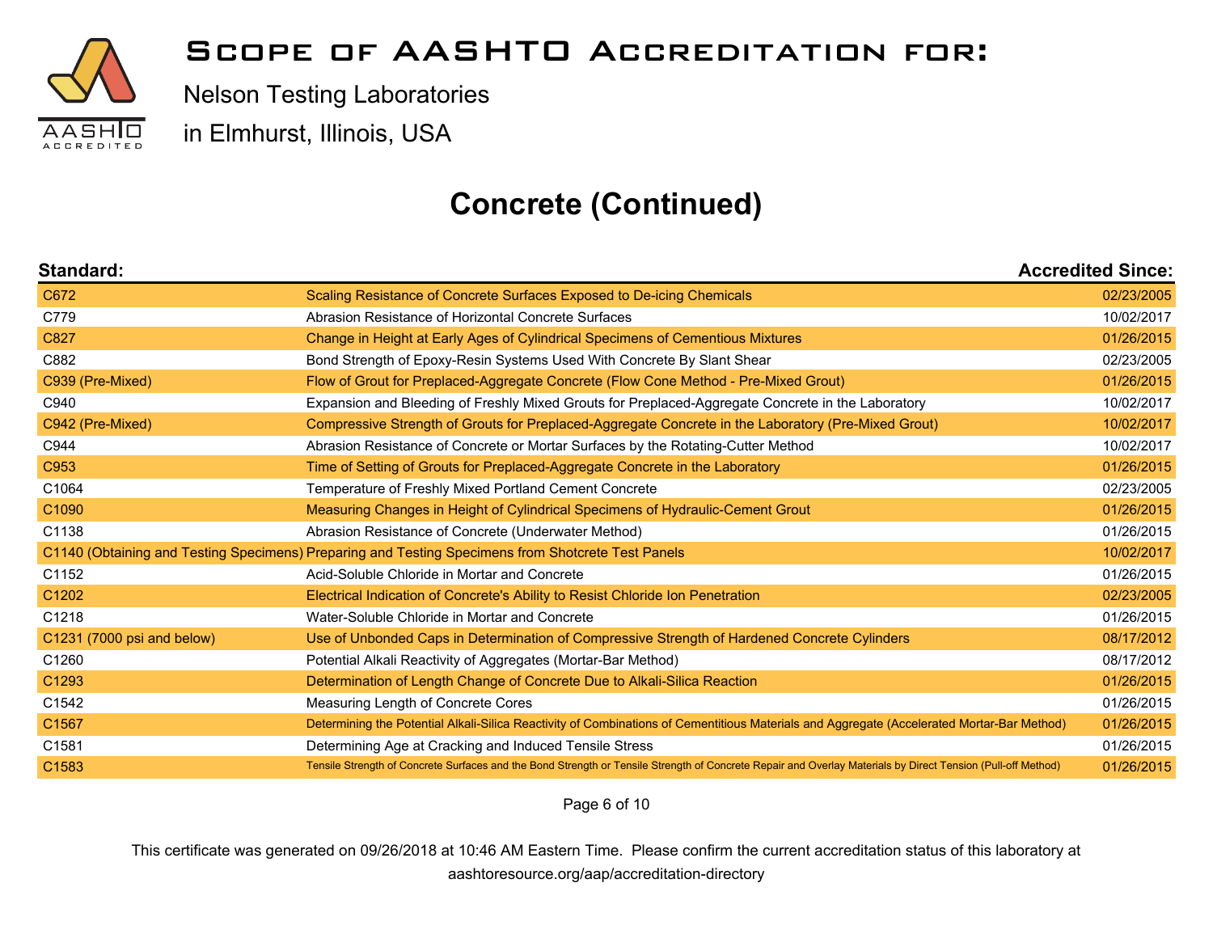# Scope of AASHTO Accreditation for:

Nelson Testing Laboratories

in Elmhurst, Illinois, USA

## Concrete (Continued)

| Standard: | | Accredited Since: |
|---|---|---|
| C672 | Scaling Resistance of Concrete Surfaces Exposed to De-icing Chemicals | 02/23/2005 |
| C779 | Abrasion Resistance of Horizontal Concrete Surfaces | 10/02/2017 |
| C827 | Change in Height at Early Ages of Cylindrical Specimens of Cementious Mixtures | 01/26/2015 |
| C882 | Bond Strength of Epoxy-Resin Systems Used With Concrete By Slant Shear | 02/23/2005 |
| C939 (Pre-Mixed) | Flow of Grout for Preplaced-Aggregate Concrete (Flow Cone Method - Pre-Mixed Grout) | 01/26/2015 |
| C940 | Expansion and Bleeding of Freshly Mixed Grouts for Preplaced-Aggregate Concrete in the Laboratory | 10/02/2017 |
| C942 (Pre-Mixed) | Compressive Strength of Grouts for Preplaced-Aggregate Concrete in the Laboratory (Pre-Mixed Grout) | 10/02/2017 |
| C944 | Abrasion Resistance of Concrete or Mortar Surfaces by the Rotating-Cutter Method | 10/02/2017 |
| C953 | Time of Setting of Grouts for Preplaced-Aggregate Concrete in the Laboratory | 01/26/2015 |
| C1064 | Temperature of Freshly Mixed Portland Cement Concrete | 02/23/2005 |
| C1090 | Measuring Changes in Height of Cylindrical Specimens of Hydraulic-Cement Grout | 01/26/2015 |
| C1138 | Abrasion Resistance of Concrete (Underwater Method) | 01/26/2015 |
| C1140 (Obtaining and Testing Specimens) | Preparing and Testing Specimens from Shotcrete Test Panels | 10/02/2017 |
| C1152 | Acid-Soluble Chloride in Mortar and Concrete | 01/26/2015 |
| C1202 | Electrical Indication of Concrete's Ability to Resist Chloride Ion Penetration | 02/23/2005 |
| C1218 | Water-Soluble Chloride in Mortar and Concrete | 01/26/2015 |
| C1231 (7000 psi and below) | Use of Unbonded Caps in Determination of Compressive Strength of Hardened Concrete Cylinders | 08/17/2012 |
| C1260 | Potential Alkali Reactivity of Aggregates (Mortar-Bar Method) | 08/17/2012 |
| C1293 | Determination of Length Change of Concrete Due to Alkali-Silica Reaction | 01/26/2015 |
| C1542 | Measuring Length of Concrete Cores | 01/26/2015 |
| C1567 | Determining the Potential Alkali-Silica Reactivity of Combinations of Cementitious Materials and Aggregate (Accelerated Mortar-Bar Method) | 01/26/2015 |
| C1581 | Determining Age at Cracking and Induced Tensile Stress | 01/26/2015 |
| C1583 | Tensile Strength of Concrete Surfaces and the Bond Strength or Tensile Strength of Concrete Repair and Overlay Materials by Direct Tension (Pull-off Method) | 01/26/2015 |

This certificate was generated on 09/26/2018 at 10:46 AM Eastern Time. Please confirm the current accreditation status of this laboratory at aashtoresource.org/aap/accreditation-directory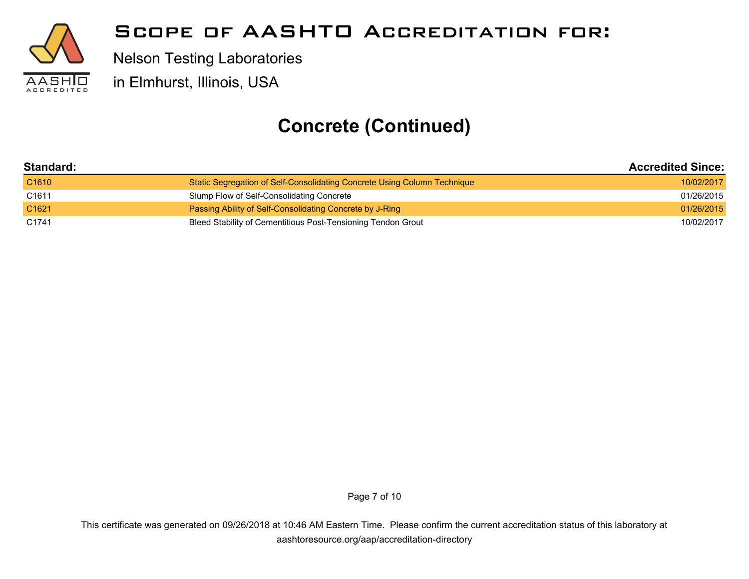# Scope of AASHTO Accreditation for:

Nelson Testing Laboratories

in Elmhurst, Illinois, USA

## Concrete (Continued)

| Standard: | | Accredited Since: |
|---|---|---|
| C1610 | Static Segregation of Self-Consolidating Concrete Using Column Technique | 10/02/2017 |
| C1611 | Slump Flow of Self-Consolidating Concrete | 01/26/2015 |
| C1621 | Passing Ability of Self-Consolidating Concrete by J-Ring | 01/26/2015 |
| C1741 | Bleed Stability of Cementitious Post-Tensioning Tendon Grout | 10/02/2017 |

This certificate was generated on 09/26/2018 at 10:46 AM Eastern Time. Please confirm the current accreditation status of this laboratory at aashtoresource.org/aap/accreditation-directory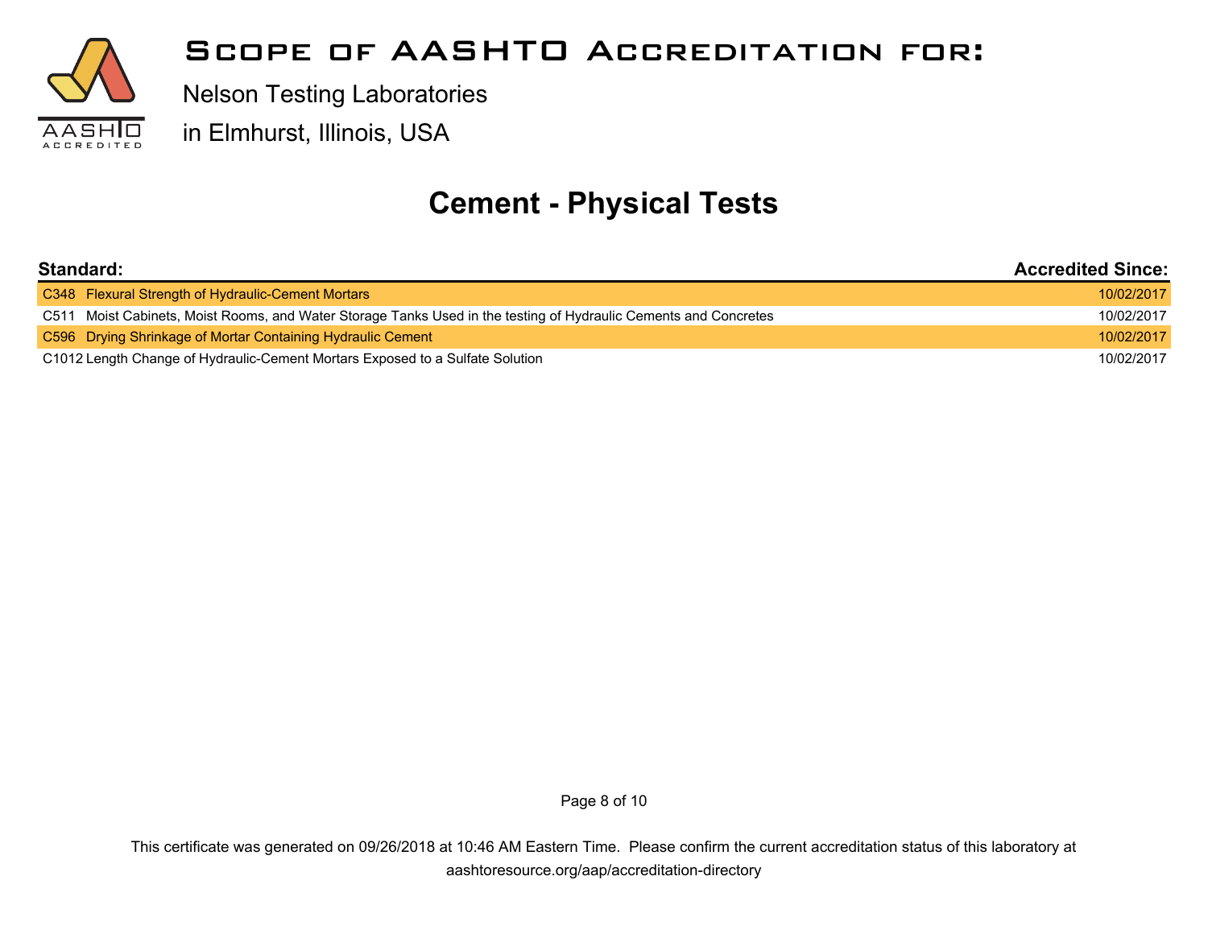# Scope of AASHTO Accreditation for:

Nelson Testing Laboratories

in Elmhurst, Illinois, USA

## Cement - Physical Tests

| Standard: | Accredited Since: |
|---|---|
| C348 Flexural Strength of Hydraulic-Cement Mortars | 10/02/2017 |
| C511 Moist Cabinets, Moist Rooms, and Water Storage Tanks Used in the testing of Hydraulic Cements and Concretes | 10/02/2017 |
| C596 Drying Shrinkage of Mortar Containing Hydraulic Cement | 10/02/2017 |
| C1012 Length Change of Hydraulic-Cement Mortars Exposed to a Sulfate Solution | 10/02/2017 |

This certificate was generated on 09/26/2018 at 10:46 AM Eastern Time. Please confirm the current accreditation status of this laboratory at aashtoresource.org/aap/accreditation-directory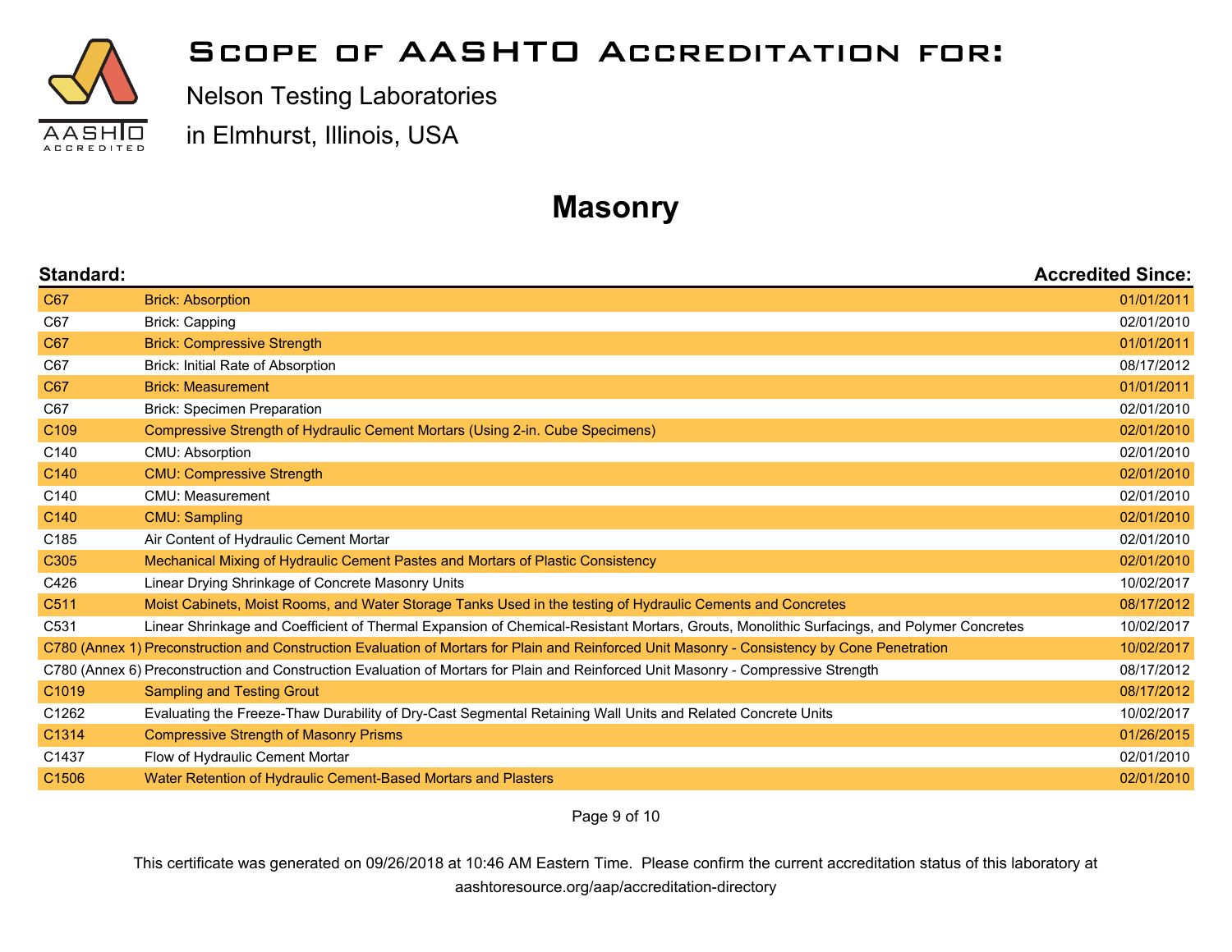# Scope of AASHTO Accreditation for:

Nelson Testing Laboratories

in Elmhurst, Illinois, USA

## Masonry

| Standard: | | Accredited Since: |
|---|---|---|
| C67 | Brick: Absorption | 01/01/2011 |
| C67 | Brick: Capping | 02/01/2010 |
| C67 | Brick: Compressive Strength | 01/01/2011 |
| C67 | Brick: Initial Rate of Absorption | 08/17/2012 |
| C67 | Brick: Measurement | 01/01/2011 |
| C67 | Brick: Specimen Preparation | 02/01/2010 |
| C109 | Compressive Strength of Hydraulic Cement Mortars (Using 2-in. Cube Specimens) | 02/01/2010 |
| C140 | CMU: Absorption | 02/01/2010 |
| C140 | CMU: Compressive Strength | 02/01/2010 |
| C140 | CMU: Measurement | 02/01/2010 |
| C140 | CMU: Sampling | 02/01/2010 |
| C185 | Air Content of Hydraulic Cement Mortar | 02/01/2010 |
| C305 | Mechanical Mixing of Hydraulic Cement Pastes and Mortars of Plastic Consistency | 02/01/2010 |
| C426 | Linear Drying Shrinkage of Concrete Masonry Units | 10/02/2017 |
| C511 | Moist Cabinets, Moist Rooms, and Water Storage Tanks Used in the testing of Hydraulic Cements and Concretes | 08/17/2012 |
| C531 | Linear Shrinkage and Coefficient of Thermal Expansion of Chemical-Resistant Mortars, Grouts, Monolithic Surfacings, and Polymer Concretes | 10/02/2017 |
| C780 (Annex 1) | Preconstruction and Construction Evaluation of Mortars for Plain and Reinforced Unit Masonry - Consistency by Cone Penetration | 10/02/2017 |
| C780 (Annex 6) | Preconstruction and Construction Evaluation of Mortars for Plain and Reinforced Unit Masonry - Compressive Strength | 08/17/2012 |
| C1019 | Sampling and Testing Grout | 08/17/2012 |
| C1262 | Evaluating the Freeze-Thaw Durability of Dry-Cast Segmental Retaining Wall Units and Related Concrete Units | 10/02/2017 |
| C1314 | Compressive Strength of Masonry Prisms | 01/26/2015 |
| C1437 | Flow of Hydraulic Cement Mortar | 02/01/2010 |
| C1506 | Water Retention of Hydraulic Cement-Based Mortars and Plasters | 02/01/2010 |

This certificate was generated on 09/26/2018 at 10:46 AM Eastern Time. Please confirm the current accreditation status of this laboratory at aashtoresource.org/aap/accreditation-directory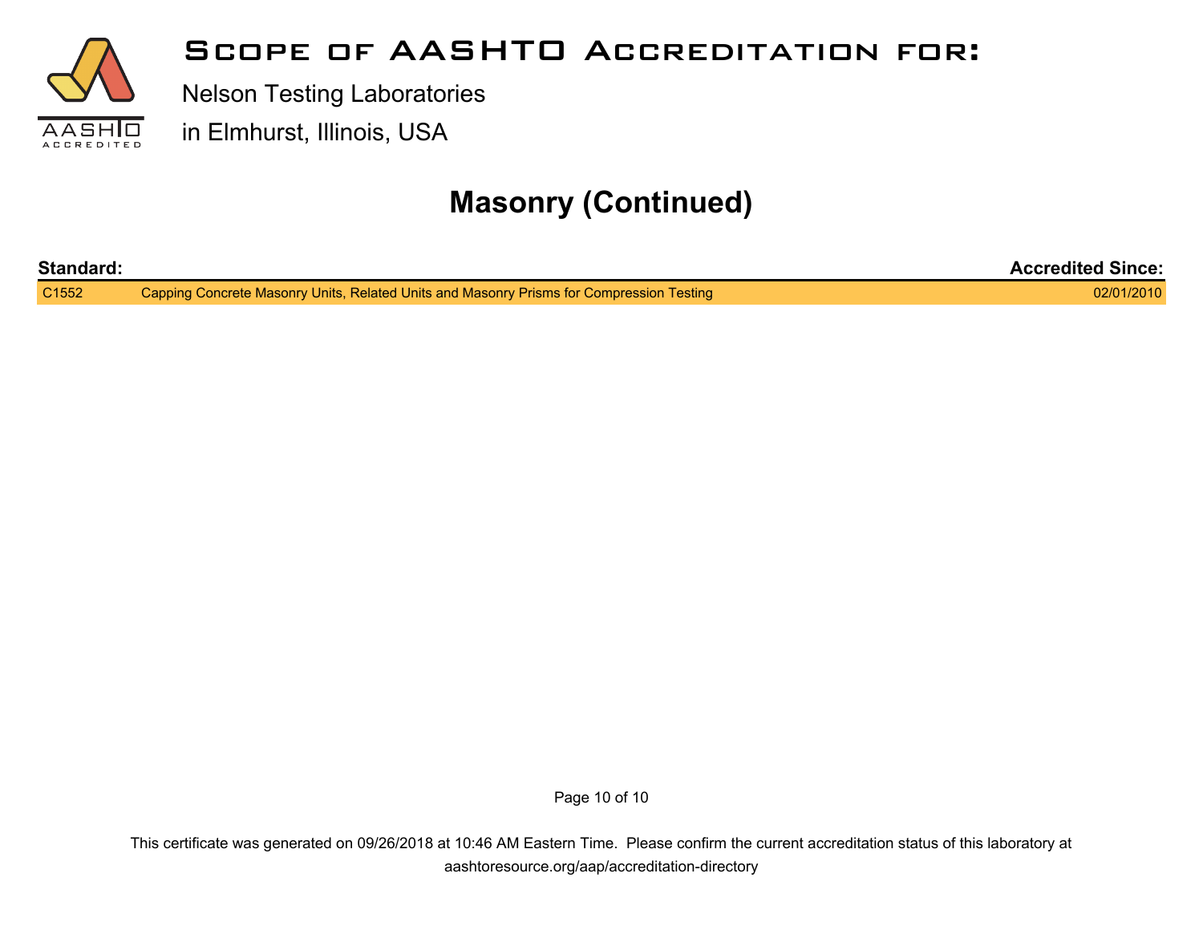# Scope of AASHTO Accreditation for:

Nelson Testing Laboratories

in Elmhurst, Illinois, USA

## Masonry (Continued)

| Standard: | | Accredited Since: |
|---|---|---|
| C1552 | Capping Concrete Masonry Units, Related Units and Masonry Prisms for Compression Testing | 02/01/2010 |

This certificate was generated on 09/26/2018 at 10:46 AM Eastern Time. Please confirm the current accreditation status of this laboratory at aashtoresource.org/aap/accreditation-directory